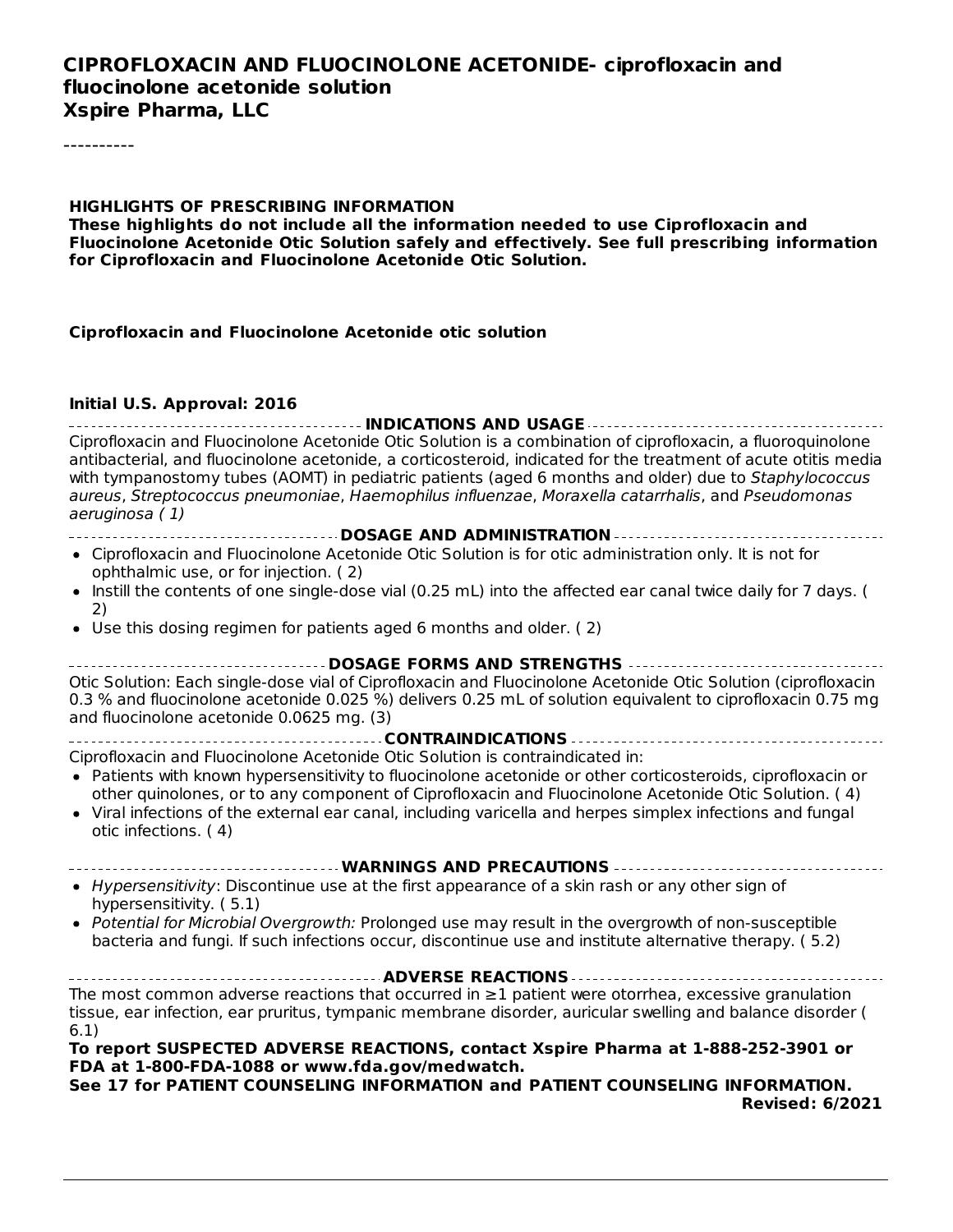# CIPROFLOXACIN AND FLUOCINOLONE ACETONIDE- ciprofloxacin and fluocinolone acetonide solution
# Xspire Pharma, LLC

----------

**HIGHLIGHTS OF PRESCRIBING INFORMATION**
**These highlights do not include all the information needed to use Ciprofloxacin and Fluocinolone Acetonide Otic Solution safely and effectively. See full prescribing information for Ciprofloxacin and Fluocinolone Acetonide Otic Solution.**

**Ciprofloxacin and Fluocinolone Acetonide otic solution**

**Initial U.S. Approval: 2016**

## INDICATIONS AND USAGE

Ciprofloxacin and Fluocinolone Acetonide Otic Solution is a combination of ciprofloxacin, a fluoroquinolone antibacterial, and fluocinolone acetonide, a corticosteroid, indicated for the treatment of acute otitis media with tympanostomy tubes (AOMT) in pediatric patients (aged 6 months and older) due to *Staphylococcus aureus*, *Streptococcus pneumoniae*, *Haemophilus influenzae*, *Moraxella catarrhalis*, and *Pseudomonas aeruginosa ( 1)*

## DOSAGE AND ADMINISTRATION

- Ciprofloxacin and Fluocinolone Acetonide Otic Solution is for otic administration only. It is not for ophthalmic use, or for injection. ( 2)
- Instill the contents of one single-dose vial (0.25 mL) into the affected ear canal twice daily for 7 days. ( 2)
- Use this dosing regimen for patients aged 6 months and older. ( 2)

## DOSAGE FORMS AND STRENGTHS

Otic Solution: Each single-dose vial of Ciprofloxacin and Fluocinolone Acetonide Otic Solution (ciprofloxacin 0.3 % and fluocinolone acetonide 0.025 %) delivers 0.25 mL of solution equivalent to ciprofloxacin 0.75 mg and fluocinolone acetonide 0.0625 mg. (3)

## CONTRAINDICATIONS

Ciprofloxacin and Fluocinolone Acetonide Otic Solution is contraindicated in:

- Patients with known hypersensitivity to fluocinolone acetonide or other corticosteroids, ciprofloxacin or other quinolones, or to any component of Ciprofloxacin and Fluocinolone Acetonide Otic Solution. ( 4)
- Viral infections of the external ear canal, including varicella and herpes simplex infections and fungal otic infections. ( 4)

## WARNINGS AND PRECAUTIONS

- *Hypersensitivity*: Discontinue use at the first appearance of a skin rash or any other sign of hypersensitivity. ( 5.1)
- *Potential for Microbial Overgrowth:* Prolonged use may result in the overgrowth of non-susceptible bacteria and fungi. If such infections occur, discontinue use and institute alternative therapy. ( 5.2)

## ADVERSE REACTIONS

The most common adverse reactions that occurred in ≥1 patient were otorrhea, excessive granulation tissue, ear infection, ear pruritus, tympanic membrane disorder, auricular swelling and balance disorder ( 6.1)

**To report SUSPECTED ADVERSE REACTIONS, contact Xspire Pharma at 1-888-252-3901 or FDA at 1-800-FDA-1088 or www.fda.gov/medwatch.**

**See 17 for PATIENT COUNSELING INFORMATION and PATIENT COUNSELING INFORMATION.**

**Revised: 6/2021**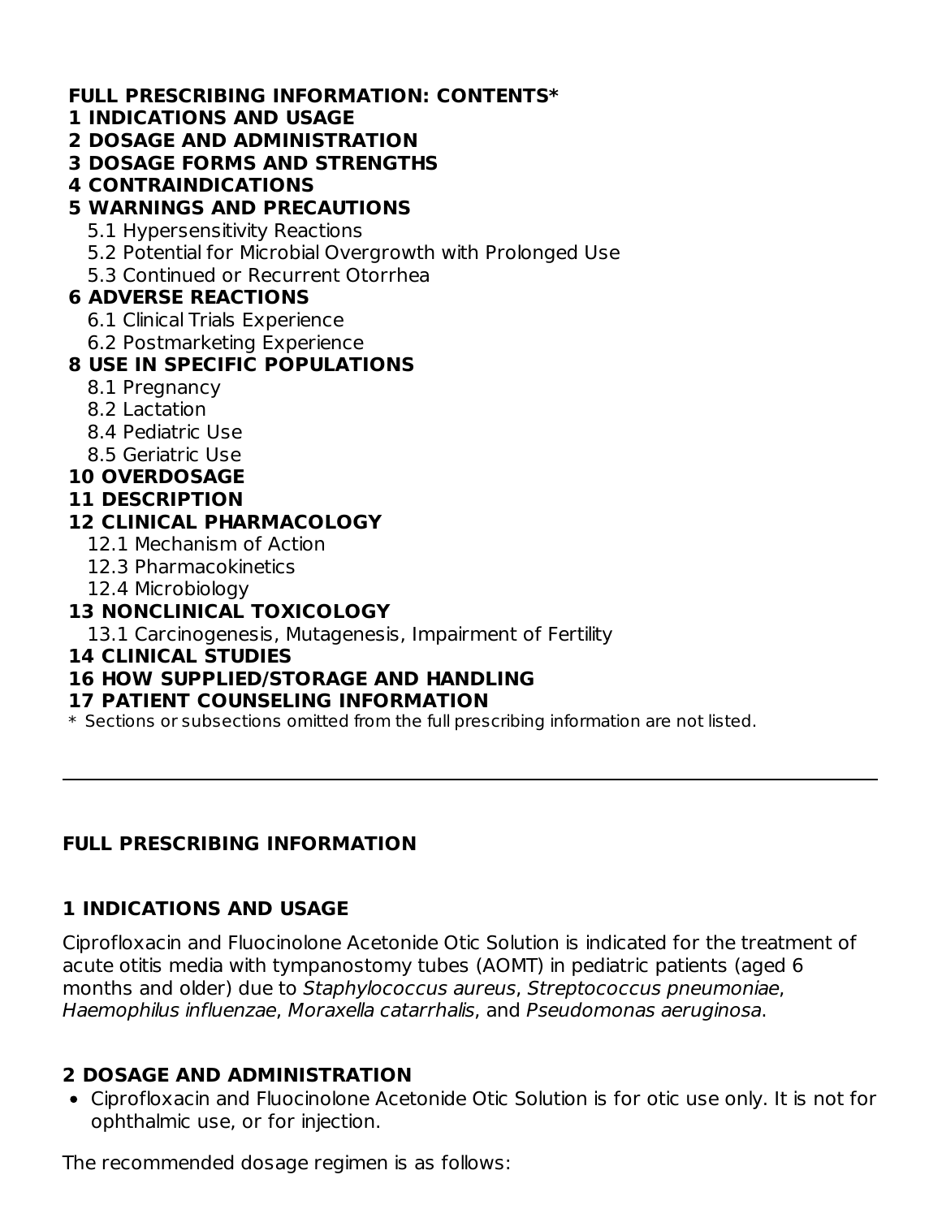**FULL PRESCRIBING INFORMATION: CONTENTS***

**1 INDICATIONS AND USAGE**

**2 DOSAGE AND ADMINISTRATION**

**3 DOSAGE FORMS AND STRENGTHS**

**4 CONTRAINDICATIONS**

**5 WARNINGS AND PRECAUTIONS**

- 5.1 Hypersensitivity Reactions
- 5.2 Potential for Microbial Overgrowth with Prolonged Use
- 5.3 Continued or Recurrent Otorrhea

**6 ADVERSE REACTIONS**

- 6.1 Clinical Trials Experience
- 6.2 Postmarketing Experience

**8 USE IN SPECIFIC POPULATIONS**

- 8.1 Pregnancy
- 8.2 Lactation
- 8.4 Pediatric Use
- 8.5 Geriatric Use

**10 OVERDOSAGE**

**11 DESCRIPTION**

**12 CLINICAL PHARMACOLOGY**

- 12.1 Mechanism of Action
- 12.3 Pharmacokinetics
- 12.4 Microbiology

**13 NONCLINICAL TOXICOLOGY**

- 13.1 Carcinogenesis, Mutagenesis, Impairment of Fertility

**14 CLINICAL STUDIES**

**16 HOW SUPPLIED/STORAGE AND HANDLING**

**17 PATIENT COUNSELING INFORMATION**

\* Sections or subsections omitted from the full prescribing information are not listed.

---

## FULL PRESCRIBING INFORMATION

## 1 INDICATIONS AND USAGE

Ciprofloxacin and Fluocinolone Acetonide Otic Solution is indicated for the treatment of acute otitis media with tympanostomy tubes (AOMT) in pediatric patients (aged 6 months and older) due to *Staphylococcus aureus*, *Streptococcus pneumoniae*, *Haemophilus influenzae*, *Moraxella catarrhalis*, and *Pseudomonas aeruginosa*.

## 2 DOSAGE AND ADMINISTRATION

- Ciprofloxacin and Fluocinolone Acetonide Otic Solution is for otic use only. It is not for ophthalmic use, or for injection.

The recommended dosage regimen is as follows: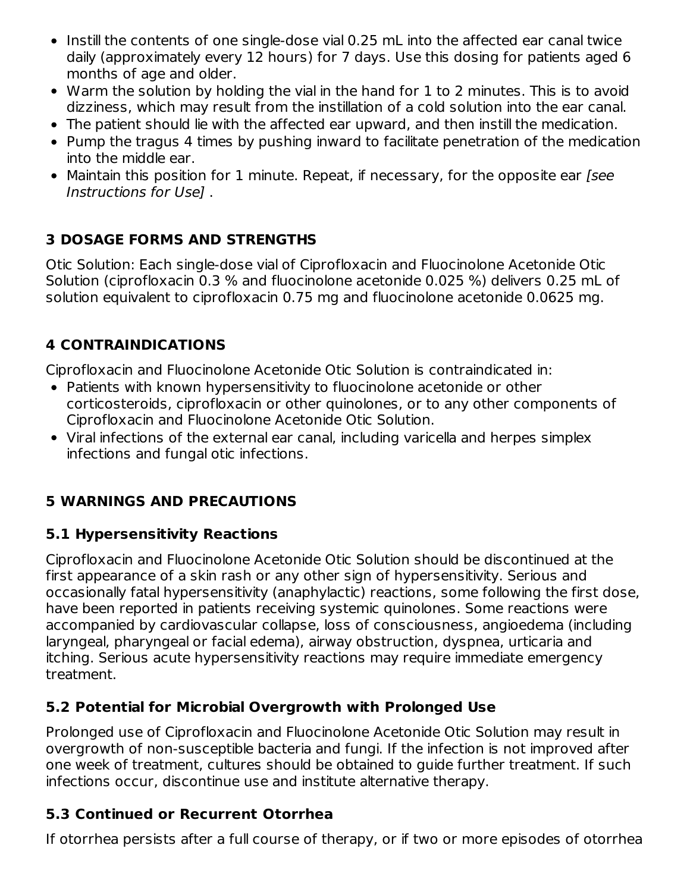- Instill the contents of one single-dose vial 0.25 mL into the affected ear canal twice daily (approximately every 12 hours) for 7 days. Use this dosing for patients aged 6 months of age and older.
- Warm the solution by holding the vial in the hand for 1 to 2 minutes. This is to avoid dizziness, which may result from the instillation of a cold solution into the ear canal.
- The patient should lie with the affected ear upward, and then instill the medication.
- Pump the tragus 4 times by pushing inward to facilitate penetration of the medication into the middle ear.
- Maintain this position for 1 minute. Repeat, if necessary, for the opposite ear *[see Instructions for Use]* .

## 3 DOSAGE FORMS AND STRENGTHS

Otic Solution: Each single-dose vial of Ciprofloxacin and Fluocinolone Acetonide Otic Solution (ciprofloxacin 0.3 % and fluocinolone acetonide 0.025 %) delivers 0.25 mL of solution equivalent to ciprofloxacin 0.75 mg and fluocinolone acetonide 0.0625 mg.

## 4 CONTRAINDICATIONS

Ciprofloxacin and Fluocinolone Acetonide Otic Solution is contraindicated in:

- Patients with known hypersensitivity to fluocinolone acetonide or other corticosteroids, ciprofloxacin or other quinolones, or to any other components of Ciprofloxacin and Fluocinolone Acetonide Otic Solution.
- Viral infections of the external ear canal, including varicella and herpes simplex infections and fungal otic infections.

## 5 WARNINGS AND PRECAUTIONS

### 5.1 Hypersensitivity Reactions

Ciprofloxacin and Fluocinolone Acetonide Otic Solution should be discontinued at the first appearance of a skin rash or any other sign of hypersensitivity. Serious and occasionally fatal hypersensitivity (anaphylactic) reactions, some following the first dose, have been reported in patients receiving systemic quinolones. Some reactions were accompanied by cardiovascular collapse, loss of consciousness, angioedema (including laryngeal, pharyngeal or facial edema), airway obstruction, dyspnea, urticaria and itching. Serious acute hypersensitivity reactions may require immediate emergency treatment.

### 5.2 Potential for Microbial Overgrowth with Prolonged Use

Prolonged use of Ciprofloxacin and Fluocinolone Acetonide Otic Solution may result in overgrowth of non-susceptible bacteria and fungi. If the infection is not improved after one week of treatment, cultures should be obtained to guide further treatment. If such infections occur, discontinue use and institute alternative therapy.

### 5.3 Continued or Recurrent Otorrhea

If otorrhea persists after a full course of therapy, or if two or more episodes of otorrhea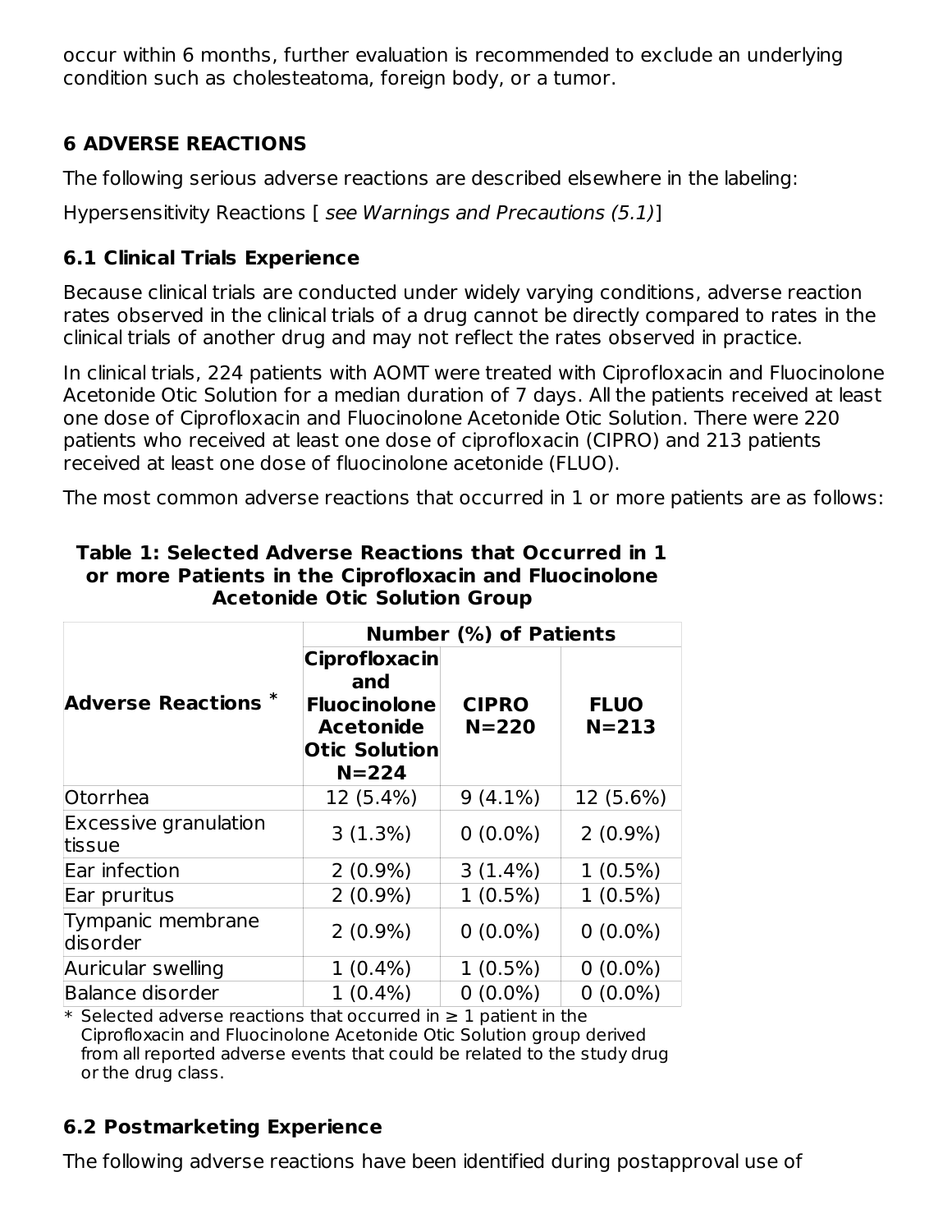occur within 6 months, further evaluation is recommended to exclude an underlying condition such as cholesteatoma, foreign body, or a tumor.

## 6 ADVERSE REACTIONS

The following serious adverse reactions are described elsewhere in the labeling:

Hypersensitivity Reactions [ *see Warnings and Precautions (5.1)*]

### 6.1 Clinical Trials Experience

Because clinical trials are conducted under widely varying conditions, adverse reaction rates observed in the clinical trials of a drug cannot be directly compared to rates in the clinical trials of another drug and may not reflect the rates observed in practice.

In clinical trials, 224 patients with AOMT were treated with Ciprofloxacin and Fluocinolone Acetonide Otic Solution for a median duration of 7 days. All the patients received at least one dose of Ciprofloxacin and Fluocinolone Acetonide Otic Solution. There were 220 patients who received at least one dose of ciprofloxacin (CIPRO) and 213 patients received at least one dose of fluocinolone acetonide (FLUO).

The most common adverse reactions that occurred in 1 or more patients are as follows:

**Table 1: Selected Adverse Reactions that Occurred in 1 or more Patients in the Ciprofloxacin and Fluocinolone Acetonide Otic Solution Group**

| Adverse Reactions * | Number (%) of Patients | | |
|---|---|---|---|
| | Ciprofloxacin and Fluocinolone Acetonide Otic Solution N=224 | CIPRO N=220 | FLUO N=213 |
| Otorrhea | 12 (5.4%) | 9 (4.1%) | 12 (5.6%) |
| Excessive granulation tissue | 3 (1.3%) | 0 (0.0%) | 2 (0.9%) |
| Ear infection | 2 (0.9%) | 3 (1.4%) | 1 (0.5%) |
| Ear pruritus | 2 (0.9%) | 1 (0.5%) | 1 (0.5%) |
| Tympanic membrane disorder | 2 (0.9%) | 0 (0.0%) | 0 (0.0%) |
| Auricular swelling | 1 (0.4%) | 1 (0.5%) | 0 (0.0%) |
| Balance disorder | 1 (0.4%) | 0 (0.0%) | 0 (0.0%) |

\* Selected adverse reactions that occurred in ≥ 1 patient in the Ciprofloxacin and Fluocinolone Acetonide Otic Solution group derived from all reported adverse events that could be related to the study drug or the drug class.

### 6.2 Postmarketing Experience

The following adverse reactions have been identified during postapproval use of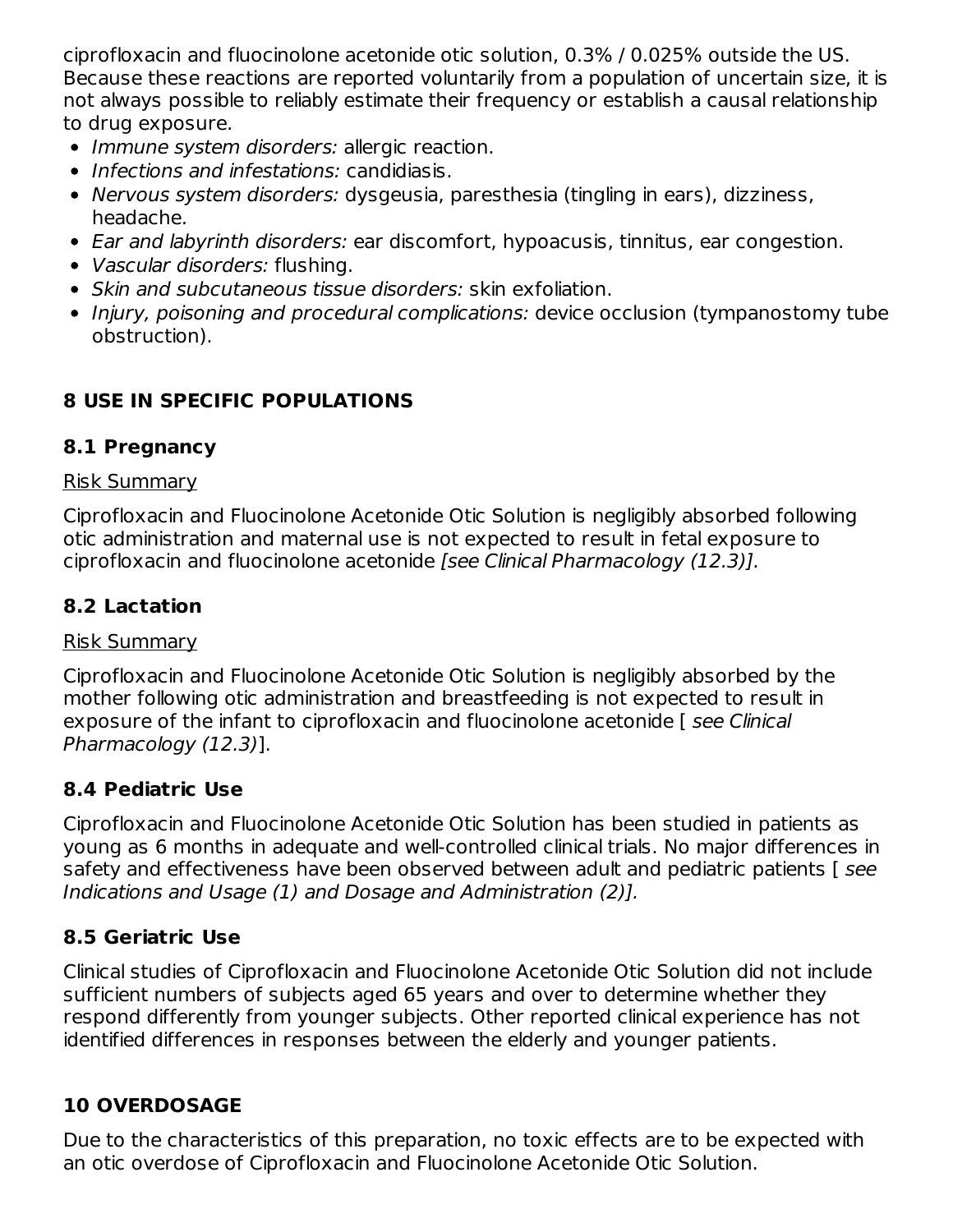ciprofloxacin and fluocinolone acetonide otic solution, 0.3% / 0.025% outside the US. Because these reactions are reported voluntarily from a population of uncertain size, it is not always possible to reliably estimate their frequency or establish a causal relationship to drug exposure.

- *Immune system disorders:* allergic reaction.
- *Infections and infestations:* candidiasis.
- *Nervous system disorders:* dysgeusia, paresthesia (tingling in ears), dizziness, headache.
- *Ear and labyrinth disorders:* ear discomfort, hypoacusis, tinnitus, ear congestion.
- *Vascular disorders:* flushing.
- *Skin and subcutaneous tissue disorders:* skin exfoliation.
- *Injury, poisoning and procedural complications:* device occlusion (tympanostomy tube obstruction).

## 8 USE IN SPECIFIC POPULATIONS

### 8.1 Pregnancy

Risk Summary

Ciprofloxacin and Fluocinolone Acetonide Otic Solution is negligibly absorbed following otic administration and maternal use is not expected to result in fetal exposure to ciprofloxacin and fluocinolone acetonide *[see Clinical Pharmacology (12.3)].*

### 8.2 Lactation

Risk Summary

Ciprofloxacin and Fluocinolone Acetonide Otic Solution is negligibly absorbed by the mother following otic administration and breastfeeding is not expected to result in exposure of the infant to ciprofloxacin and fluocinolone acetonide [ *see Clinical Pharmacology (12.3)*].

### 8.4 Pediatric Use

Ciprofloxacin and Fluocinolone Acetonide Otic Solution has been studied in patients as young as 6 months in adequate and well-controlled clinical trials. No major differences in safety and effectiveness have been observed between adult and pediatric patients [ *see Indications and Usage (1) and Dosage and Administration (2)].*

### 8.5 Geriatric Use

Clinical studies of Ciprofloxacin and Fluocinolone Acetonide Otic Solution did not include sufficient numbers of subjects aged 65 years and over to determine whether they respond differently from younger subjects. Other reported clinical experience has not identified differences in responses between the elderly and younger patients.

## 10 OVERDOSAGE

Due to the characteristics of this preparation, no toxic effects are to be expected with an otic overdose of Ciprofloxacin and Fluocinolone Acetonide Otic Solution.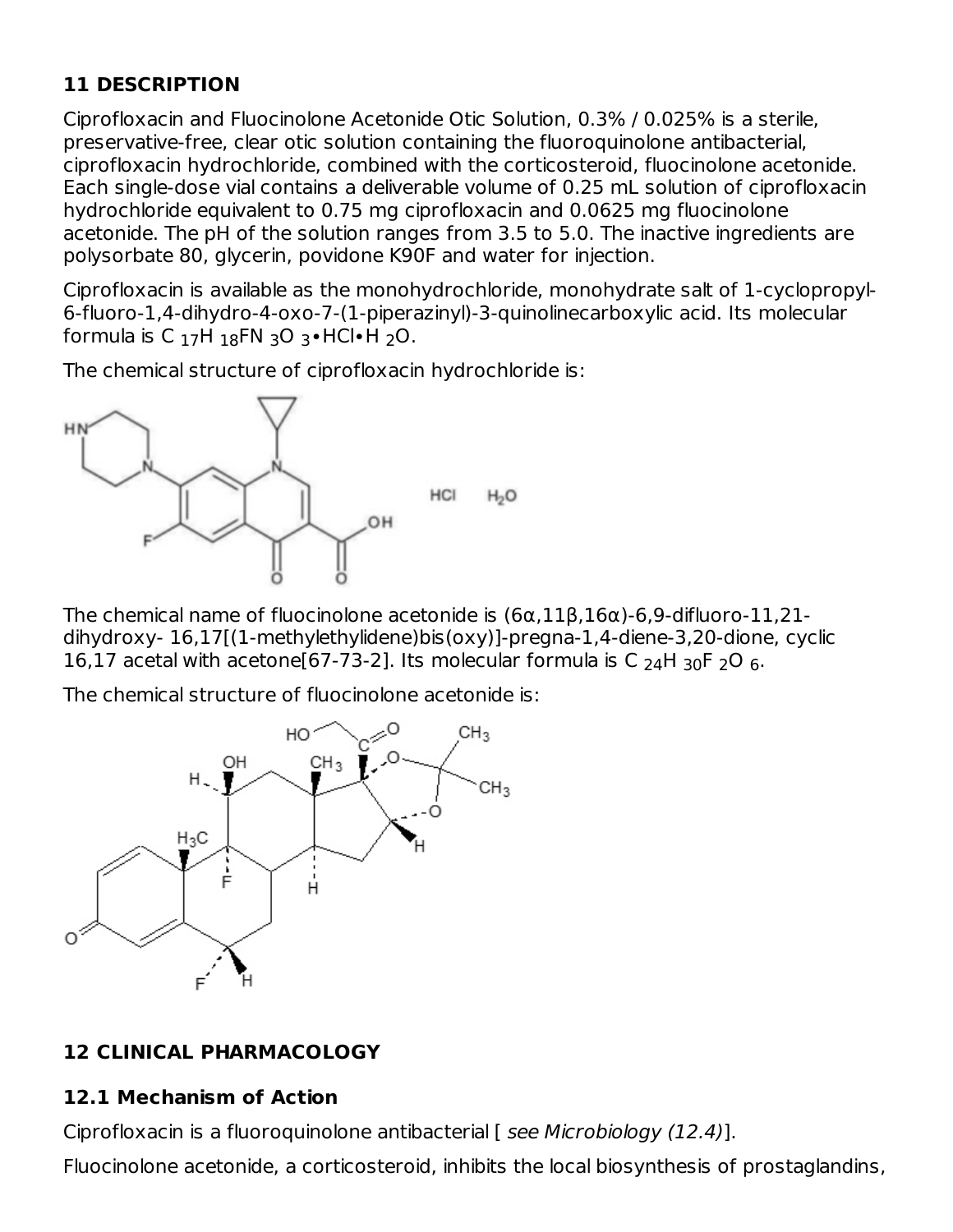## 11 DESCRIPTION

Ciprofloxacin and Fluocinolone Acetonide Otic Solution, 0.3% / 0.025% is a sterile, preservative-free, clear otic solution containing the fluoroquinolone antibacterial, ciprofloxacin hydrochloride, combined with the corticosteroid, fluocinolone acetonide. Each single-dose vial contains a deliverable volume of 0.25 mL solution of ciprofloxacin hydrochloride equivalent to 0.75 mg ciprofloxacin and 0.0625 mg fluocinolone acetonide. The pH of the solution ranges from 3.5 to 5.0. The inactive ingredients are polysorbate 80, glycerin, povidone K90F and water for injection.

Ciprofloxacin is available as the monohydrochloride, monohydrate salt of 1-cyclopropyl-6-fluoro-1,4-dihydro-4-oxo-7-(1-piperazinyl)-3-quinolinecarboxylic acid. Its molecular formula is $C_{17}H_{18}FN_3O_3$•HCl•$H_2O$.

The chemical structure of ciprofloxacin hydrochloride is:

The chemical name of fluocinolone acetonide is (6α,11β,16α)-6,9-difluoro-11,21-dihydroxy- 16,17[(1-methylethylidene)bis(oxy)]-pregna-1,4-diene-3,20-dione, cyclic 16,17 acetal with acetone[67-73-2]. Its molecular formula is $C_{24}H_{30}F_2O_6$.

The chemical structure of fluocinolone acetonide is:

## 12 CLINICAL PHARMACOLOGY

### 12.1 Mechanism of Action

Ciprofloxacin is a fluoroquinolone antibacterial [ *see Microbiology (12.4)*].

Fluocinolone acetonide, a corticosteroid, inhibits the local biosynthesis of prostaglandins,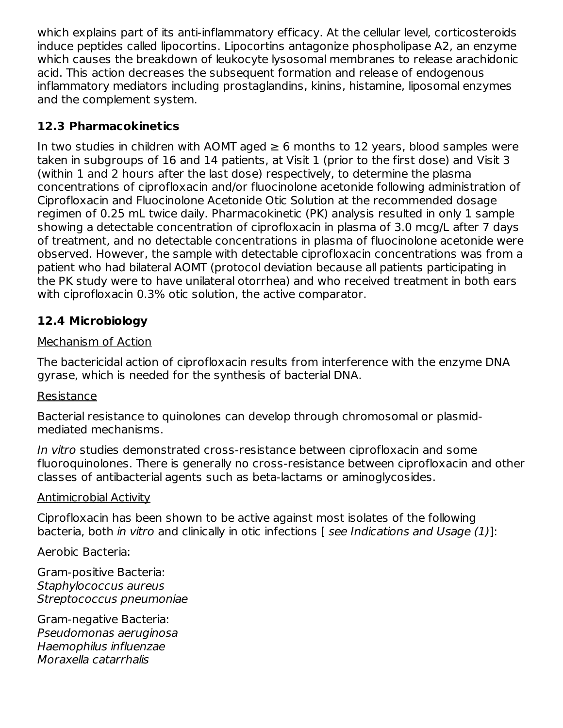which explains part of its anti-inflammatory efficacy. At the cellular level, corticosteroids induce peptides called lipocortins. Lipocortins antagonize phospholipase A2, an enzyme which causes the breakdown of leukocyte lysosomal membranes to release arachidonic acid. This action decreases the subsequent formation and release of endogenous inflammatory mediators including prostaglandins, kinins, histamine, liposomal enzymes and the complement system.

## 12.3 Pharmacokinetics

In two studies in children with AOMT aged ≥ 6 months to 12 years, blood samples were taken in subgroups of 16 and 14 patients, at Visit 1 (prior to the first dose) and Visit 3 (within 1 and 2 hours after the last dose) respectively, to determine the plasma concentrations of ciprofloxacin and/or fluocinolone acetonide following administration of Ciprofloxacin and Fluocinolone Acetonide Otic Solution at the recommended dosage regimen of 0.25 mL twice daily. Pharmacokinetic (PK) analysis resulted in only 1 sample showing a detectable concentration of ciprofloxacin in plasma of 3.0 mcg/L after 7 days of treatment, and no detectable concentrations in plasma of fluocinolone acetonide were observed. However, the sample with detectable ciprofloxacin concentrations was from a patient who had bilateral AOMT (protocol deviation because all patients participating in the PK study were to have unilateral otorrhea) and who received treatment in both ears with ciprofloxacin 0.3% otic solution, the active comparator.

## 12.4 Microbiology

Mechanism of Action

The bactericidal action of ciprofloxacin results from interference with the enzyme DNA gyrase, which is needed for the synthesis of bacterial DNA.

Resistance

Bacterial resistance to quinolones can develop through chromosomal or plasmid-mediated mechanisms.

*In vitro* studies demonstrated cross-resistance between ciprofloxacin and some fluoroquinolones. There is generally no cross-resistance between ciprofloxacin and other classes of antibacterial agents such as beta-lactams or aminoglycosides.

Antimicrobial Activity

Ciprofloxacin has been shown to be active against most isolates of the following bacteria, both *in vitro* and clinically in otic infections [ *see Indications and Usage (1)*]:

Aerobic Bacteria:

Gram-positive Bacteria:
*Staphylococcus aureus*
*Streptococcus pneumoniae*

Gram-negative Bacteria:
*Pseudomonas aeruginosa*
*Haemophilus influenzae*
*Moraxella catarrhalis*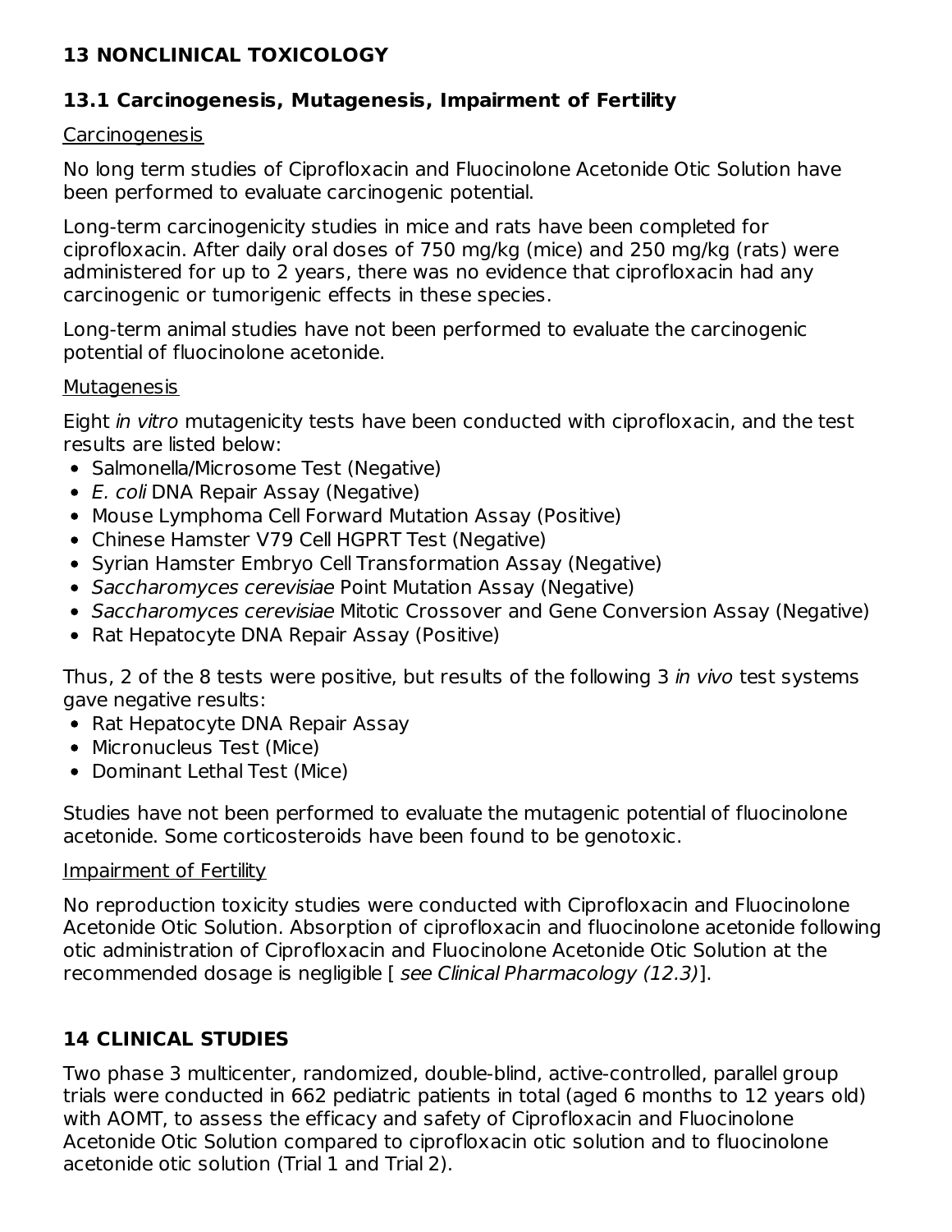## 13 NONCLINICAL TOXICOLOGY

### 13.1 Carcinogenesis, Mutagenesis, Impairment of Fertility

Carcinogenesis

No long term studies of Ciprofloxacin and Fluocinolone Acetonide Otic Solution have been performed to evaluate carcinogenic potential.

Long-term carcinogenicity studies in mice and rats have been completed for ciprofloxacin. After daily oral doses of 750 mg/kg (mice) and 250 mg/kg (rats) were administered for up to 2 years, there was no evidence that ciprofloxacin had any carcinogenic or tumorigenic effects in these species.

Long-term animal studies have not been performed to evaluate the carcinogenic potential of fluocinolone acetonide.

Mutagenesis

Eight *in vitro* mutagenicity tests have been conducted with ciprofloxacin, and the test results are listed below:

- Salmonella/Microsome Test (Negative)
- *E. coli* DNA Repair Assay (Negative)
- Mouse Lymphoma Cell Forward Mutation Assay (Positive)
- Chinese Hamster V79 Cell HGPRT Test (Negative)
- Syrian Hamster Embryo Cell Transformation Assay (Negative)
- *Saccharomyces cerevisiae* Point Mutation Assay (Negative)
- *Saccharomyces cerevisiae* Mitotic Crossover and Gene Conversion Assay (Negative)
- Rat Hepatocyte DNA Repair Assay (Positive)

Thus, 2 of the 8 tests were positive, but results of the following 3 *in vivo* test systems gave negative results:

- Rat Hepatocyte DNA Repair Assay
- Micronucleus Test (Mice)
- Dominant Lethal Test (Mice)

Studies have not been performed to evaluate the mutagenic potential of fluocinolone acetonide. Some corticosteroids have been found to be genotoxic.

Impairment of Fertility

No reproduction toxicity studies were conducted with Ciprofloxacin and Fluocinolone Acetonide Otic Solution. Absorption of ciprofloxacin and fluocinolone acetonide following otic administration of Ciprofloxacin and Fluocinolone Acetonide Otic Solution at the recommended dosage is negligible [ *see Clinical Pharmacology (12.3)*].

## 14 CLINICAL STUDIES

Two phase 3 multicenter, randomized, double-blind, active-controlled, parallel group trials were conducted in 662 pediatric patients in total (aged 6 months to 12 years old) with AOMT, to assess the efficacy and safety of Ciprofloxacin and Fluocinolone Acetonide Otic Solution compared to ciprofloxacin otic solution and to fluocinolone acetonide otic solution (Trial 1 and Trial 2).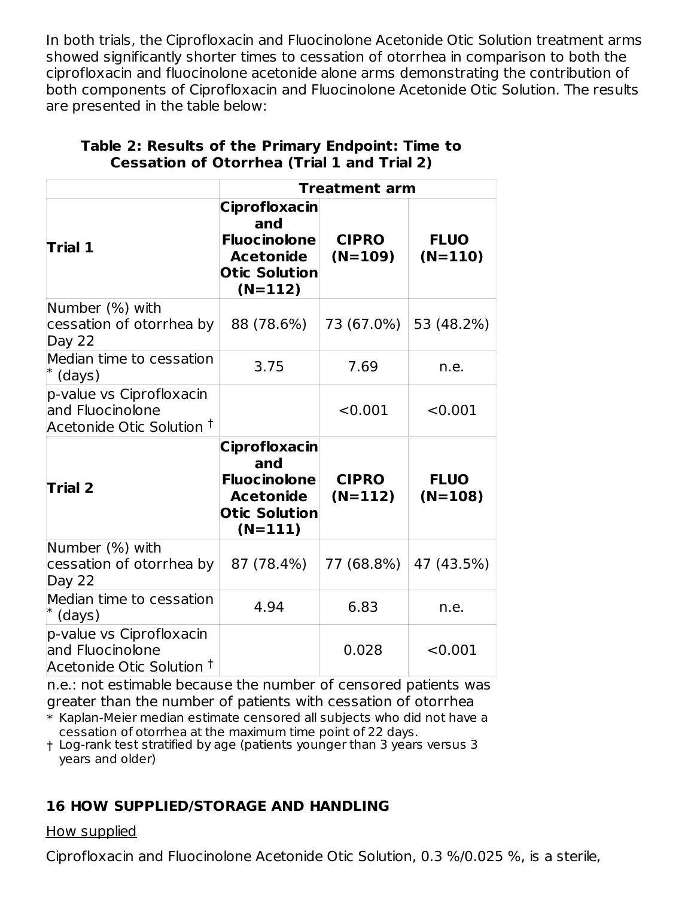In both trials, the Ciprofloxacin and Fluocinolone Acetonide Otic Solution treatment arms showed significantly shorter times to cessation of otorrhea in comparison to both the ciprofloxacin and fluocinolone acetonide alone arms demonstrating the contribution of both components of Ciprofloxacin and Fluocinolone Acetonide Otic Solution. The results are presented in the table below:

**Table 2: Results of the Primary Endpoint: Time to Cessation of Otorrhea (Trial 1 and Trial 2)**

| | **Treatment arm** | | |
|---|---|---|---|
| **Trial 1** | **Ciprofloxacin and Fluocinolone Acetonide Otic Solution (N=112)** | **CIPRO (N=109)** | **FLUO (N=110)** |
| Number (%) with cessation of otorrhea by Day 22 | 88 (78.6%) | 73 (67.0%) | 53 (48.2%) |
| Median time to cessation * (days) | 3.75 | 7.69 | n.e. |
| p-value vs Ciprofloxacin and Fluocinolone Acetonide Otic Solution † | | <0.001 | <0.001 |
| **Trial 2** | **Ciprofloxacin and Fluocinolone Acetonide Otic Solution (N=111)** | **CIPRO (N=112)** | **FLUO (N=108)** |
| Number (%) with cessation of otorrhea by Day 22 | 87 (78.4%) | 77 (68.8%) | 47 (43.5%) |
| Median time to cessation * (days) | 4.94 | 6.83 | n.e. |
| p-value vs Ciprofloxacin and Fluocinolone Acetonide Otic Solution † | | 0.028 | <0.001 |

n.e.: not estimable because the number of censored patients was greater than the number of patients with cessation of otorrhea

\* Kaplan-Meier median estimate censored all subjects who did not have a cessation of otorrhea at the maximum time point of 22 days.

† Log-rank test stratified by age (patients younger than 3 years versus 3 years and older)

## 16 HOW SUPPLIED/STORAGE AND HANDLING

How supplied

Ciprofloxacin and Fluocinolone Acetonide Otic Solution, 0.3 %/0.025 %, is a sterile,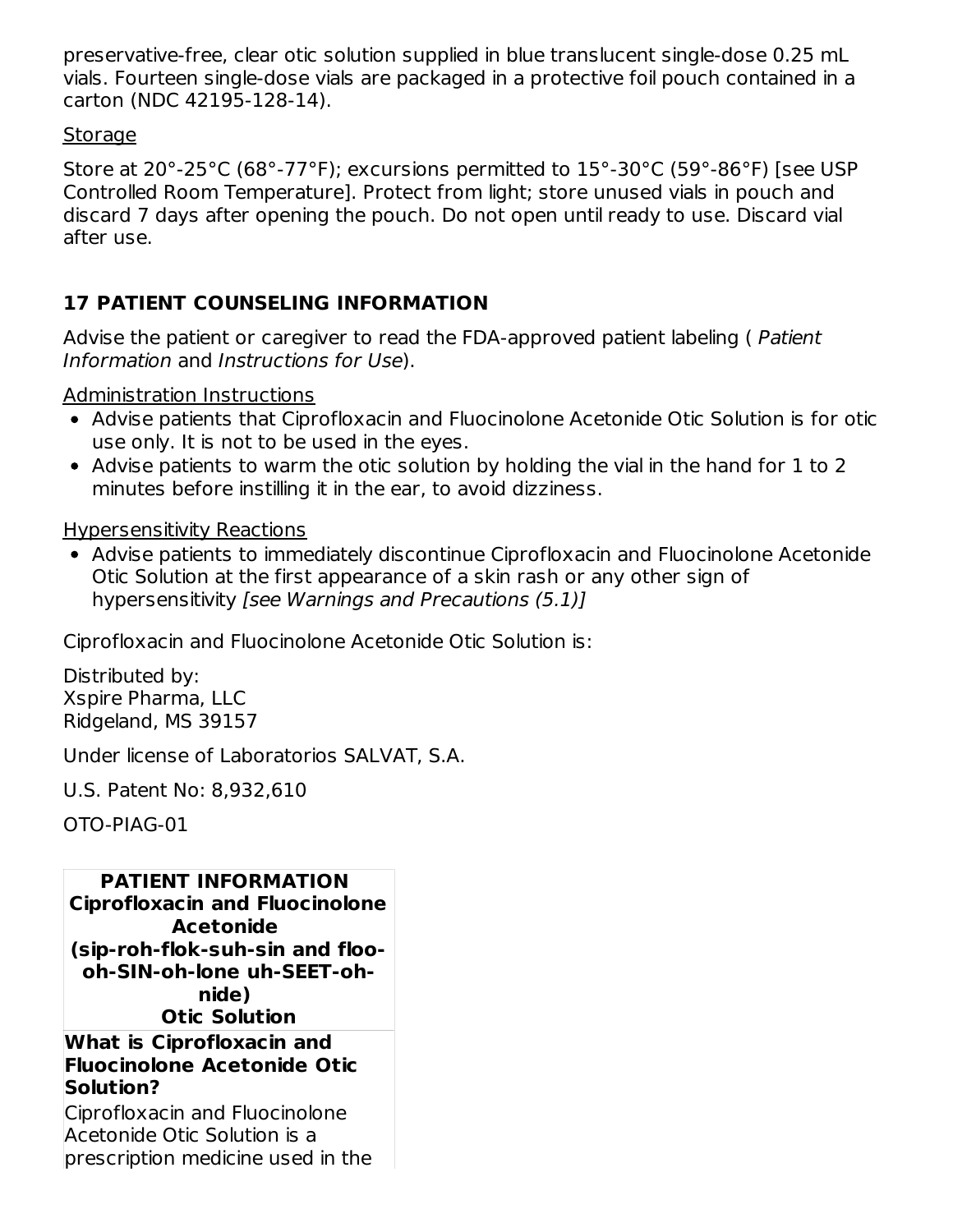preservative-free, clear otic solution supplied in blue translucent single-dose 0.25 mL vials. Fourteen single-dose vials are packaged in a protective foil pouch contained in a carton (NDC 42195-128-14).

Storage

Store at 20°-25°C (68°-77°F); excursions permitted to 15°-30°C (59°-86°F) [see USP Controlled Room Temperature]. Protect from light; store unused vials in pouch and discard 7 days after opening the pouch. Do not open until ready to use. Discard vial after use.

## 17 PATIENT COUNSELING INFORMATION

Advise the patient or caregiver to read the FDA-approved patient labeling ( *Patient Information* and *Instructions for Use*).

Administration Instructions

- Advise patients that Ciprofloxacin and Fluocinolone Acetonide Otic Solution is for otic use only. It is not to be used in the eyes.
- Advise patients to warm the otic solution by holding the vial in the hand for 1 to 2 minutes before instilling it in the ear, to avoid dizziness.

Hypersensitivity Reactions

- Advise patients to immediately discontinue Ciprofloxacin and Fluocinolone Acetonide Otic Solution at the first appearance of a skin rash or any other sign of hypersensitivity *[see Warnings and Precautions (5.1)]*

Ciprofloxacin and Fluocinolone Acetonide Otic Solution is:

Distributed by:
Xspire Pharma, LLC
Ridgeland, MS 39157

Under license of Laboratorios SALVAT, S.A.

U.S. Patent No: 8,932,610

OTO-PIAG-01

| **PATIENT INFORMATION Ciprofloxacin and Fluocinolone Acetonide (sip-roh-flok-suh-sin and floo-oh-SIN-oh-lone uh-SEET-oh-nide) Otic Solution** |
|---|
| **What is Ciprofloxacin and Fluocinolone Acetonide Otic Solution?** Ciprofloxacin and Fluocinolone Acetonide Otic Solution is a prescription medicine used in the |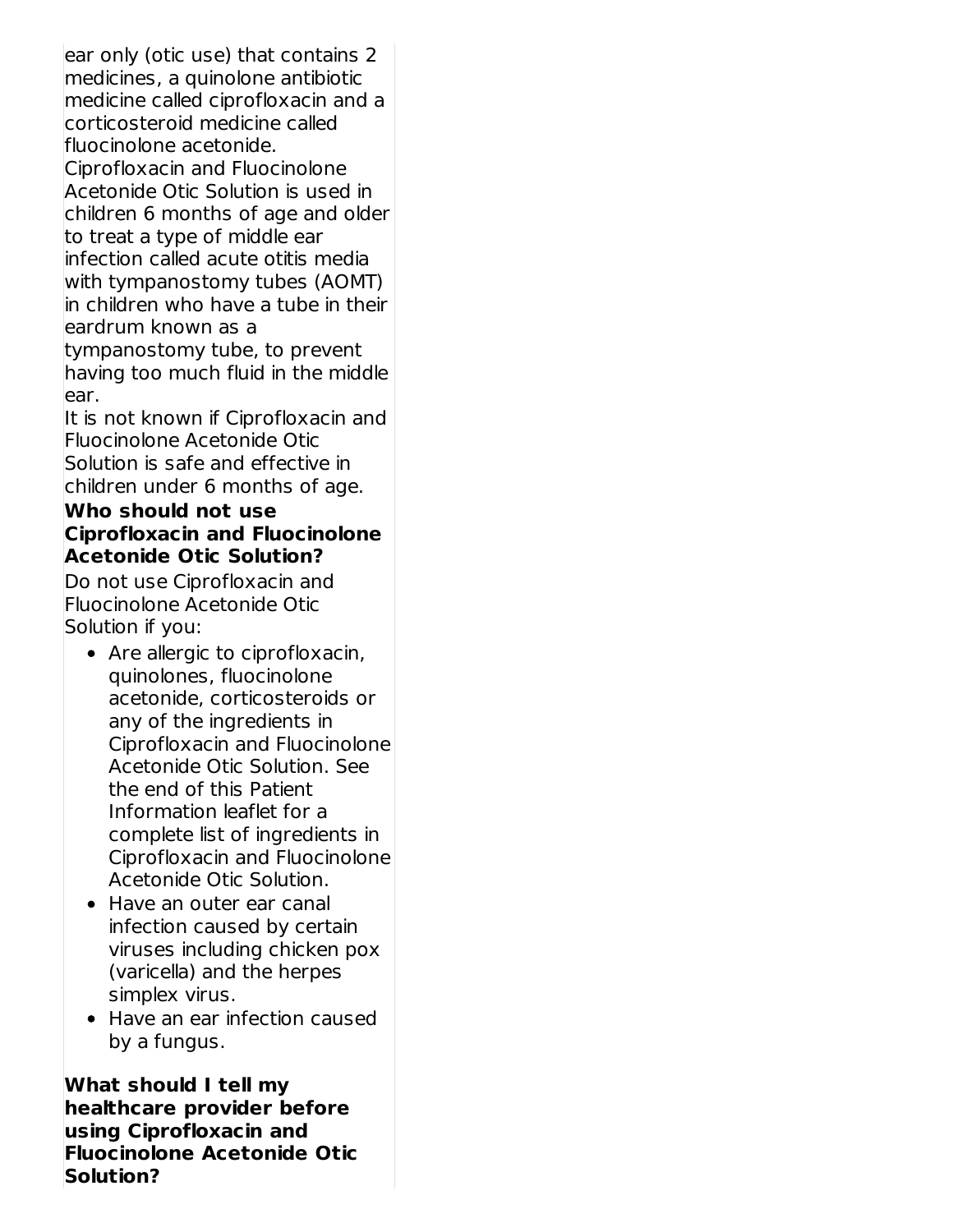ear only (otic use) that contains 2 medicines, a quinolone antibiotic medicine called ciprofloxacin and a corticosteroid medicine called fluocinolone acetonide.

Ciprofloxacin and Fluocinolone Acetonide Otic Solution is used in children 6 months of age and older to treat a type of middle ear infection called acute otitis media with tympanostomy tubes (AOMT) in children who have a tube in their eardrum known as a tympanostomy tube, to prevent having too much fluid in the middle ear.

It is not known if Ciprofloxacin and Fluocinolone Acetonide Otic Solution is safe and effective in children under 6 months of age.

**Who should not use Ciprofloxacin and Fluocinolone Acetonide Otic Solution?**

Do not use Ciprofloxacin and Fluocinolone Acetonide Otic Solution if you:

- Are allergic to ciprofloxacin, quinolones, fluocinolone acetonide, corticosteroids or any of the ingredients in Ciprofloxacin and Fluocinolone Acetonide Otic Solution. See the end of this Patient Information leaflet for a complete list of ingredients in Ciprofloxacin and Fluocinolone Acetonide Otic Solution.
- Have an outer ear canal infection caused by certain viruses including chicken pox (varicella) and the herpes simplex virus.
- Have an ear infection caused by a fungus.

**What should I tell my healthcare provider before using Ciprofloxacin and Fluocinolone Acetonide Otic Solution?**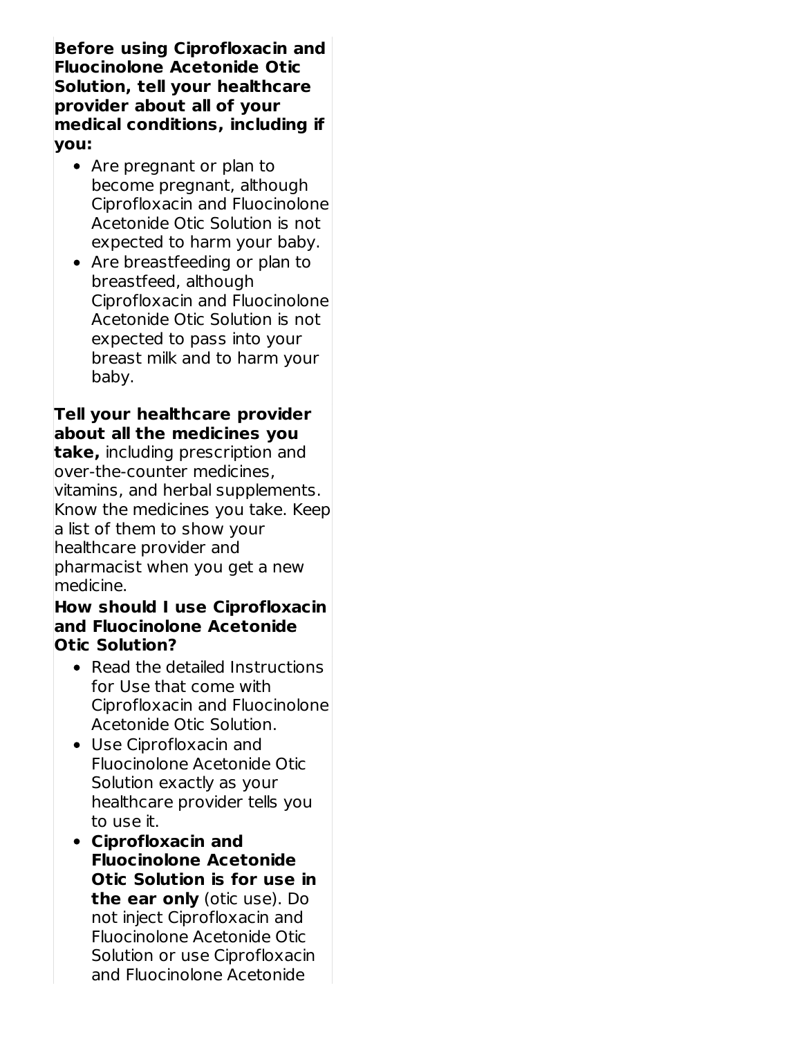**Before using Ciprofloxacin and Fluocinolone Acetonide Otic Solution, tell your healthcare provider about all of your medical conditions, including if you:**

- Are pregnant or plan to become pregnant, although Ciprofloxacin and Fluocinolone Acetonide Otic Solution is not expected to harm your baby.
- Are breastfeeding or plan to breastfeed, although Ciprofloxacin and Fluocinolone Acetonide Otic Solution is not expected to pass into your breast milk and to harm your baby.

**Tell your healthcare provider about all the medicines you take,** including prescription and over-the-counter medicines, vitamins, and herbal supplements. Know the medicines you take. Keep a list of them to show your healthcare provider and pharmacist when you get a new medicine.

**How should I use Ciprofloxacin and Fluocinolone Acetonide Otic Solution?**

- Read the detailed Instructions for Use that come with Ciprofloxacin and Fluocinolone Acetonide Otic Solution.
- Use Ciprofloxacin and Fluocinolone Acetonide Otic Solution exactly as your healthcare provider tells you to use it.
- **Ciprofloxacin and Fluocinolone Acetonide Otic Solution is for use in the ear only** (otic use). Do not inject Ciprofloxacin and Fluocinolone Acetonide Otic Solution or use Ciprofloxacin and Fluocinolone Acetonide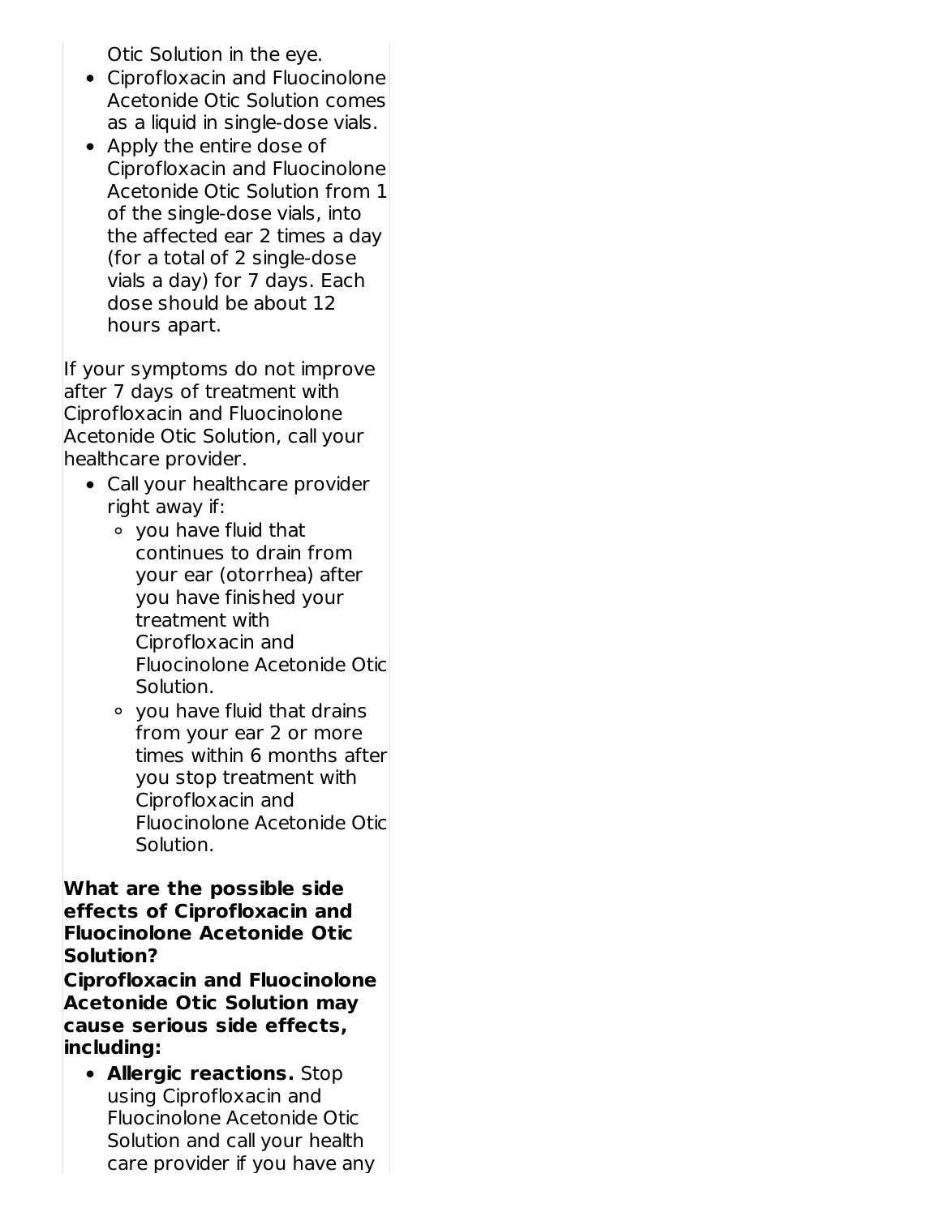Otic Solution in the eye.

- Ciprofloxacin and Fluocinolone Acetonide Otic Solution comes as a liquid in single-dose vials.
- Apply the entire dose of Ciprofloxacin and Fluocinolone Acetonide Otic Solution from 1 of the single-dose vials, into the affected ear 2 times a day (for a total of 2 single-dose vials a day) for 7 days. Each dose should be about 12 hours apart.

If your symptoms do not improve after 7 days of treatment with Ciprofloxacin and Fluocinolone Acetonide Otic Solution, call your healthcare provider.

- Call your healthcare provider right away if:
  - you have fluid that continues to drain from your ear (otorrhea) after you have finished your treatment with Ciprofloxacin and Fluocinolone Acetonide Otic Solution.
  - you have fluid that drains from your ear 2 or more times within 6 months after you stop treatment with Ciprofloxacin and Fluocinolone Acetonide Otic Solution.

**What are the possible side effects of Ciprofloxacin and Fluocinolone Acetonide Otic Solution?**

**Ciprofloxacin and Fluocinolone Acetonide Otic Solution may cause serious side effects, including:**

- **Allergic reactions.** Stop using Ciprofloxacin and Fluocinolone Acetonide Otic Solution and call your health care provider if you have any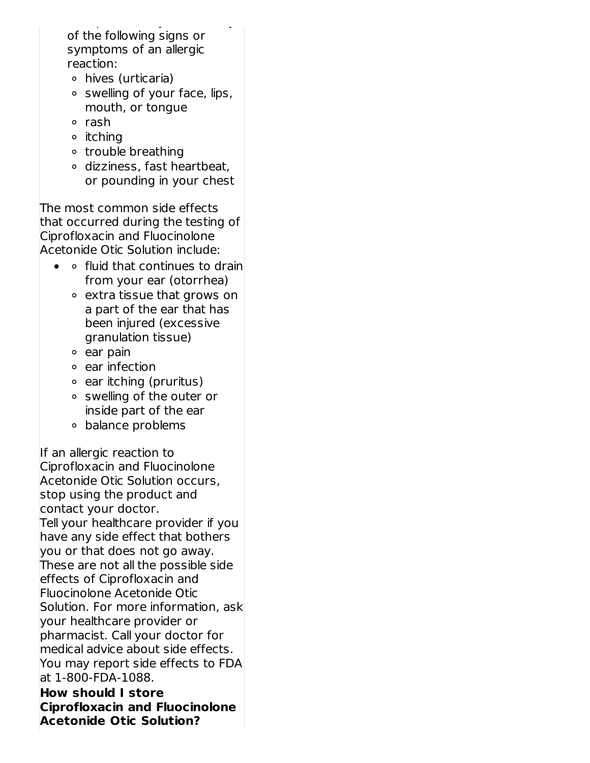of the following signs or symptoms of an allergic reaction:

  - hives (urticaria)
  - swelling of your face, lips, mouth, or tongue
  - rash
  - itching
  - trouble breathing
  - dizziness, fast heartbeat, or pounding in your chest

The most common side effects that occurred during the testing of Ciprofloxacin and Fluocinolone Acetonide Otic Solution include:

- fluid that continues to drain from your ear (otorrhea)
- extra tissue that grows on a part of the ear that has been injured (excessive granulation tissue)
- ear pain
- ear infection
- ear itching (pruritus)
- swelling of the outer or inside part of the ear
- balance problems

If an allergic reaction to Ciprofloxacin and Fluocinolone Acetonide Otic Solution occurs, stop using the product and contact your doctor.

Tell your healthcare provider if you have any side effect that bothers you or that does not go away.

These are not all the possible side effects of Ciprofloxacin and Fluocinolone Acetonide Otic Solution. For more information, ask your healthcare provider or pharmacist. Call your doctor for medical advice about side effects. You may report side effects to FDA at 1-800-FDA-1088.

**How should I store Ciprofloxacin and Fluocinolone Acetonide Otic Solution?**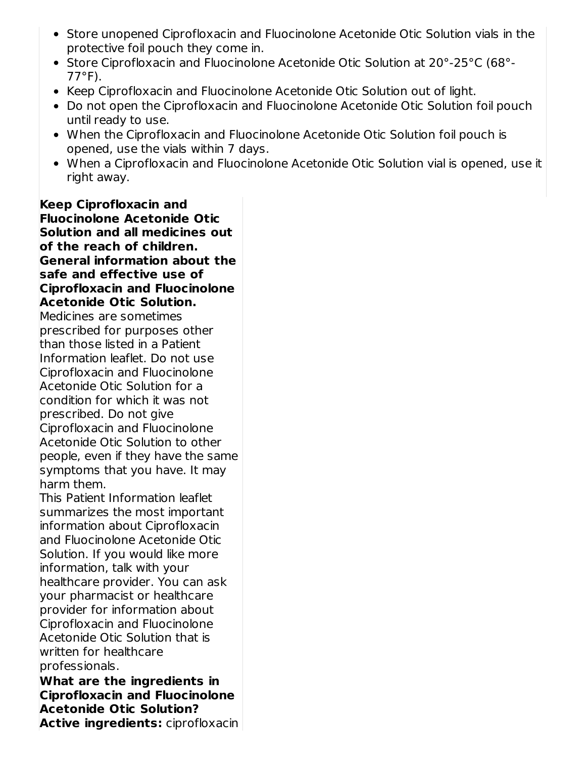- Store unopened Ciprofloxacin and Fluocinolone Acetonide Otic Solution vials in the protective foil pouch they come in.
- Store Ciprofloxacin and Fluocinolone Acetonide Otic Solution at 20°-25°C (68°-77°F).
- Keep Ciprofloxacin and Fluocinolone Acetonide Otic Solution out of light.
- Do not open the Ciprofloxacin and Fluocinolone Acetonide Otic Solution foil pouch until ready to use.
- When the Ciprofloxacin and Fluocinolone Acetonide Otic Solution foil pouch is opened, use the vials within 7 days.
- When a Ciprofloxacin and Fluocinolone Acetonide Otic Solution vial is opened, use it right away.

**Keep Ciprofloxacin and Fluocinolone Acetonide Otic Solution and all medicines out of the reach of children.**

**General information about the safe and effective use of Ciprofloxacin and Fluocinolone Acetonide Otic Solution.**

Medicines are sometimes prescribed for purposes other than those listed in a Patient Information leaflet. Do not use Ciprofloxacin and Fluocinolone Acetonide Otic Solution for a condition for which it was not prescribed. Do not give Ciprofloxacin and Fluocinolone Acetonide Otic Solution to other people, even if they have the same symptoms that you have. It may harm them.

This Patient Information leaflet summarizes the most important information about Ciprofloxacin and Fluocinolone Acetonide Otic Solution. If you would like more information, talk with your healthcare provider. You can ask your pharmacist or healthcare provider for information about Ciprofloxacin and Fluocinolone Acetonide Otic Solution that is written for healthcare professionals.

**What are the ingredients in Ciprofloxacin and Fluocinolone Acetonide Otic Solution?**

**Active ingredients:** ciprofloxacin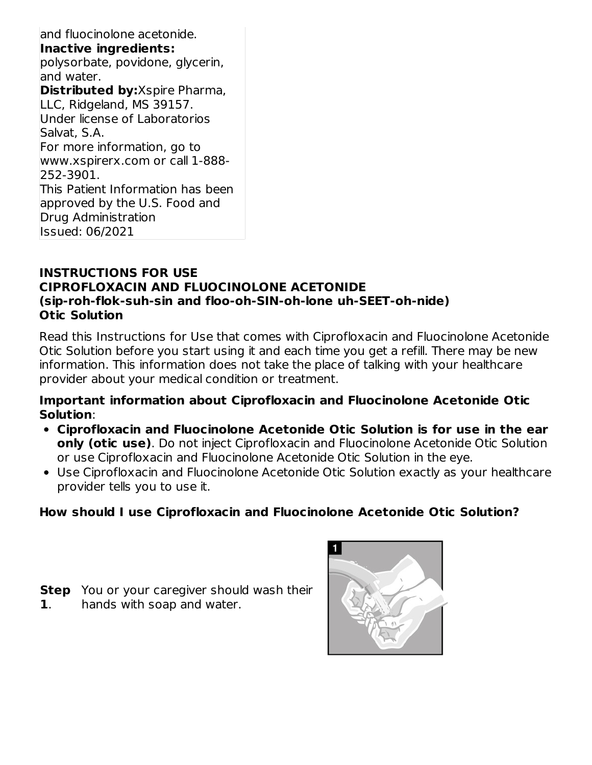and fluocinolone acetonide.
**Inactive ingredients:**
polysorbate, povidone, glycerin, and water.
**Distributed by:** Xspire Pharma, LLC, Ridgeland, MS 39157.
Under license of Laboratorios Salvat, S.A.
For more information, go to www.xspirerx.com or call 1-888-252-3901.
This Patient Information has been approved by the U.S. Food and Drug Administration
Issued: 06/2021

## INSTRUCTIONS FOR USE
## CIPROFLOXACIN AND FLUOCINOLONE ACETONIDE
## (sip-roh-flok-suh-sin and floo-oh-SIN-oh-lone uh-SEET-oh-nide)
## Otic Solution

Read this Instructions for Use that comes with Ciprofloxacin and Fluocinolone Acetonide Otic Solution before you start using it and each time you get a refill. There may be new information. This information does not take the place of talking with your healthcare provider about your medical condition or treatment.

**Important information about Ciprofloxacin and Fluocinolone Acetonide Otic Solution**:

- **Ciprofloxacin and Fluocinolone Acetonide Otic Solution is for use in the ear only (otic use)**. Do not inject Ciprofloxacin and Fluocinolone Acetonide Otic Solution or use Ciprofloxacin and Fluocinolone Acetonide Otic Solution in the eye.
- Use Ciprofloxacin and Fluocinolone Acetonide Otic Solution exactly as your healthcare provider tells you to use it.

**How should I use Ciprofloxacin and Fluocinolone Acetonide Otic Solution?**

**Step 1.** You or your caregiver should wash their hands with soap and water.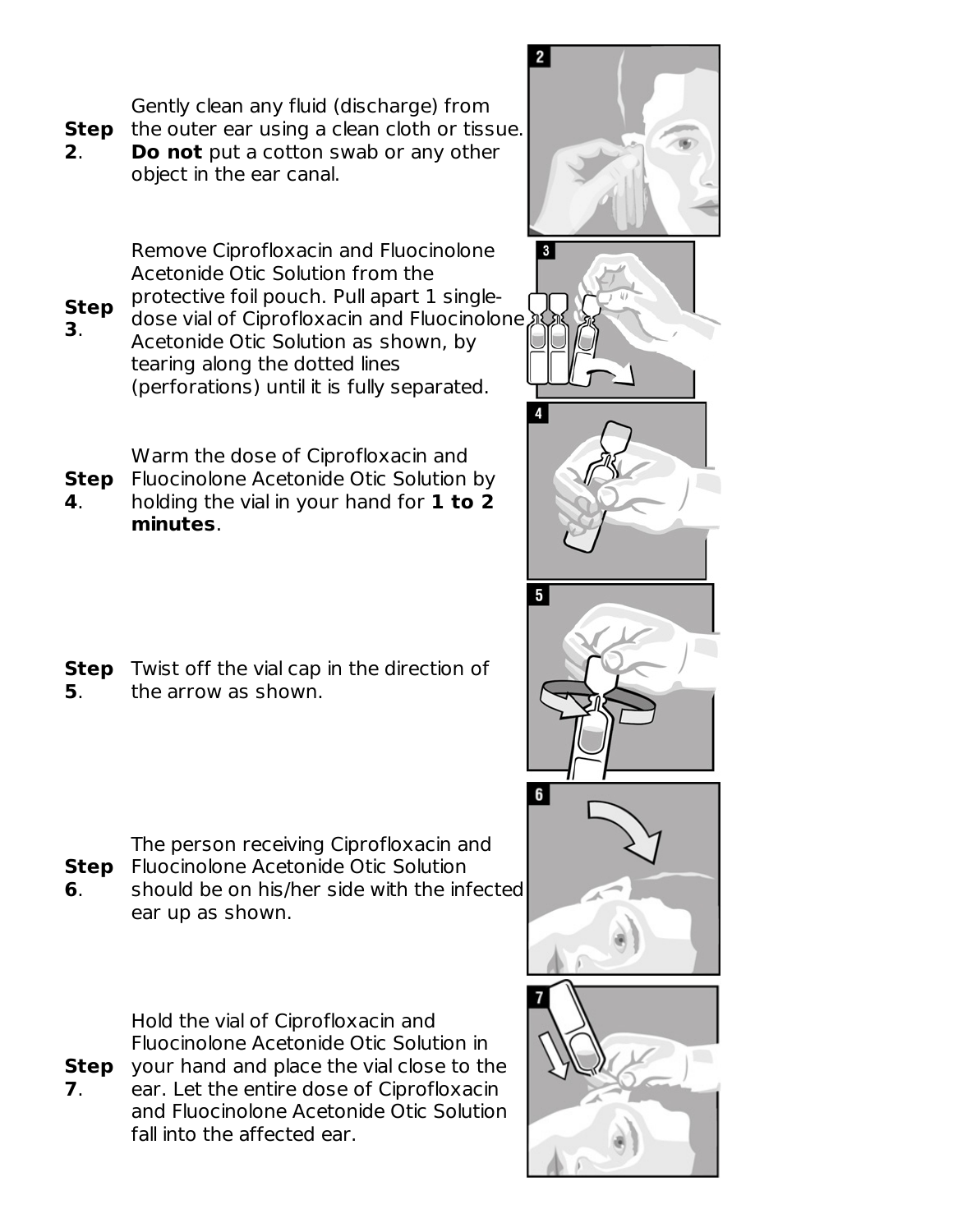**Step 2.** Gently clean any fluid (discharge) from the outer ear using a clean cloth or tissue. **Do not** put a cotton swab or any other object in the ear canal.

**Step 3.** Remove Ciprofloxacin and Fluocinolone Acetonide Otic Solution from the protective foil pouch. Pull apart 1 single-dose vial of Ciprofloxacin and Fluocinolone Acetonide Otic Solution as shown, by tearing along the dotted lines (perforations) until it is fully separated.

**Step 4.** Warm the dose of Ciprofloxacin and Fluocinolone Acetonide Otic Solution by holding the vial in your hand for **1 to 2 minutes**.

**Step 5.** Twist off the vial cap in the direction of the arrow as shown.

**Step 6.** The person receiving Ciprofloxacin and Fluocinolone Acetonide Otic Solution should be on his/her side with the infected ear up as shown.

**Step 7.** Hold the vial of Ciprofloxacin and Fluocinolone Acetonide Otic Solution in your hand and place the vial close to the ear. Let the entire dose of Ciprofloxacin and Fluocinolone Acetonide Otic Solution fall into the affected ear.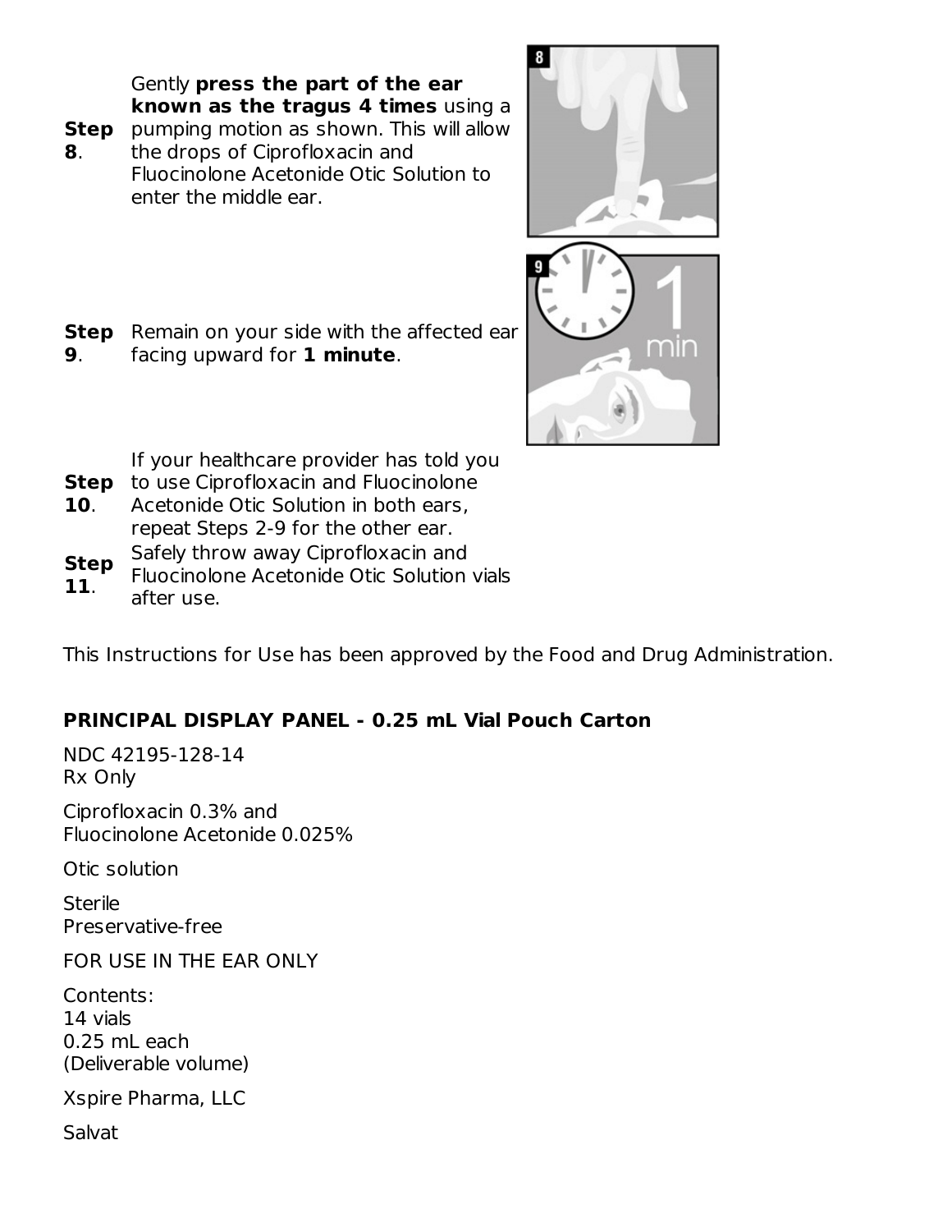**Step 8.** Gently **press the part of the ear known as the tragus 4 times** using a pumping motion as shown. This will allow the drops of Ciprofloxacin and Fluocinolone Acetonide Otic Solution to enter the middle ear.

**Step 9.** Remain on your side with the affected ear facing upward for **1 minute**.

**Step 10.** If your healthcare provider has told you to use Ciprofloxacin and Fluocinolone Acetonide Otic Solution in both ears, repeat Steps 2-9 for the other ear.

**Step 11.** Safely throw away Ciprofloxacin and Fluocinolone Acetonide Otic Solution vials after use.

This Instructions for Use has been approved by the Food and Drug Administration.

**PRINCIPAL DISPLAY PANEL - 0.25 mL Vial Pouch Carton**

NDC 42195-128-14
Rx Only

Ciprofloxacin 0.3% and
Fluocinolone Acetonide 0.025%

Otic solution

Sterile
Preservative-free

FOR USE IN THE EAR ONLY

Contents:
14 vials
0.25 mL each
(Deliverable volume)

Xspire Pharma, LLC

Salvat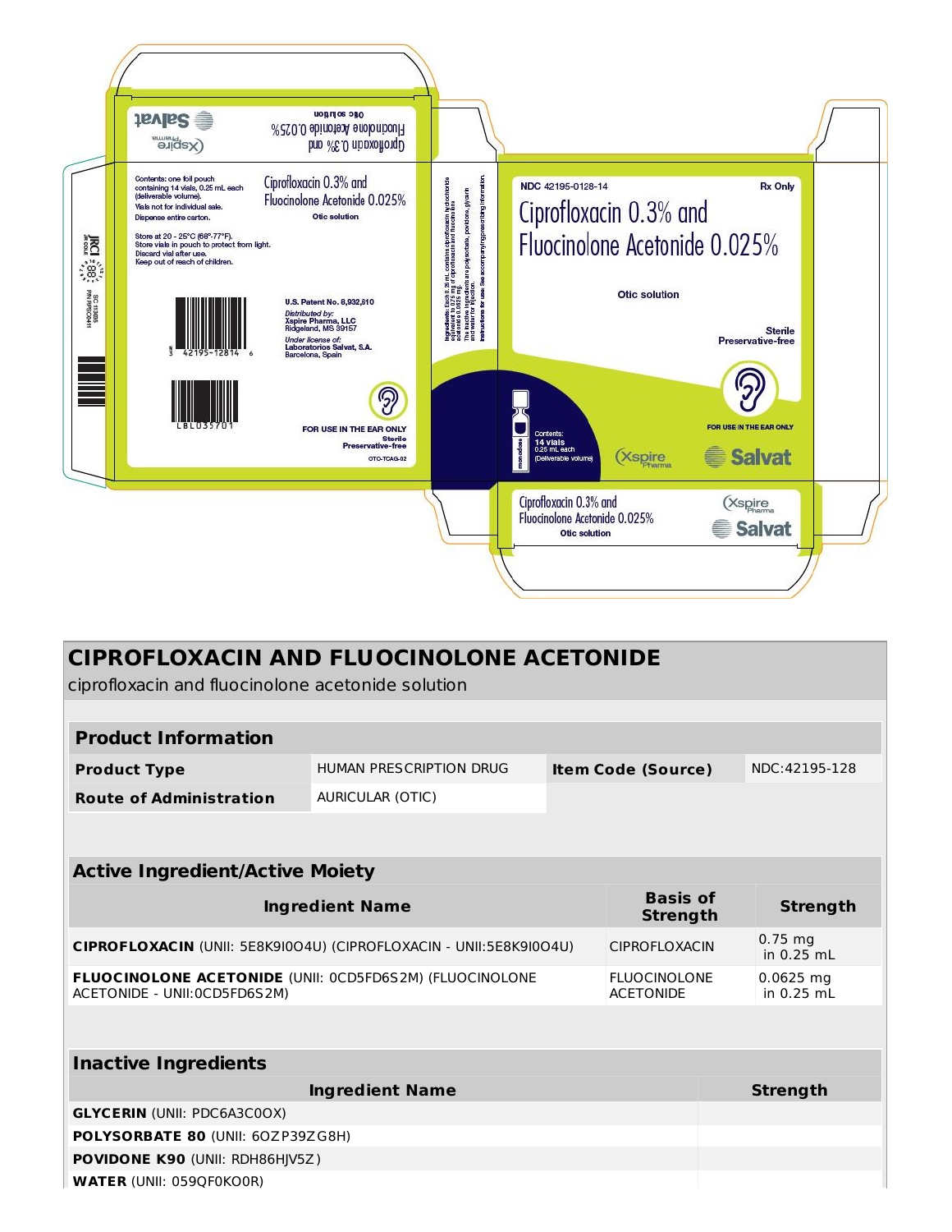Contents: one foil pouch containing 14 vials, 0.25 mL each (deliverable volume).
Vials not for individual sale.
Dispense entire carton.

Store at 20 - 25°C (68°-77°F).
Store vials in pouch to protect from light.
Discard vial after use.
Keep out of reach of children.

Ciprofloxacin 0.3% and
Fluocinolone Acetonide 0.025%
Otic solution

U.S. Patent No. 8,932,610
Distributed by:
Xspire Pharma, LLC
Ridgeland, MS 39157
Under license of:
Laboratorios Salvat, S.A.
Barcelona, Spain

42195-12814 6

LBL035701

FOR USE IN THE EAR ONLY
Sterile
Preservative-free

OTO-TCAG-02

Ingredients: Each 0.25 mL contains ciprofloxacin hydrochloride equivalent to 0.75 mg of ciprofloxacin and fluocinolone acetonide 0.0625 mg.
The inactive ingredients are polysorbate, povidone, glycerin and water for injection.
Instructions for use: See accompanying prescribing information.

NDC 42195-0128-14
Rx Only

Ciprofloxacin 0.3% and
Fluocinolone Acetonide 0.025%

Otic solution

Sterile
Preservative-free

FOR USE IN THE EAR ONLY

Contents:
14 vials
0.25 mL each
(Deliverable volume)

Xspire Pharma
Salvat

Ciprofloxacin 0.3% and
Fluocinolone Acetonide 0.025%
Otic solution

# CIPROFLOXACIN AND FLUOCINOLONE ACETONIDE

ciprofloxacin and fluocinolone acetonide solution

| Product Information | | | |
|---|---|---|---|
| Product Type | HUMAN PRESCRIPTION DRUG | Item Code (Source) | NDC:42195-128 |
| Route of Administration | AURICULAR (OTIC) | | |

| Active Ingredient/Active Moiety | | |
|---|---|---|
| **Ingredient Name** | **Basis of Strength** | **Strength** |
| **CIPROFLOXACIN** (UNII: 5E8K9I0O4U) (CIPROFLOXACIN - UNII:5E8K9I0O4U) | CIPROFLOXACIN | 0.75 mg in 0.25 mL |
| **FLUOCINOLONE ACETONIDE** (UNII: 0CD5FD6S2M) (FLUOCINOLONE ACETONIDE - UNII:0CD5FD6S2M) | FLUOCINOLONE ACETONIDE | 0.0625 mg in 0.25 mL |

| Inactive Ingredients | |
|---|---|
| **Ingredient Name** | **Strength** |
| **GLYCERIN** (UNII: PDC6A3C0OX) | |
| **POLYSORBATE 80** (UNII: 6OZP39ZG8H) | |
| **POVIDONE K90** (UNII: RDH86HJV5Z) | |
| **WATER** (UNII: 059QF0KO0R) | |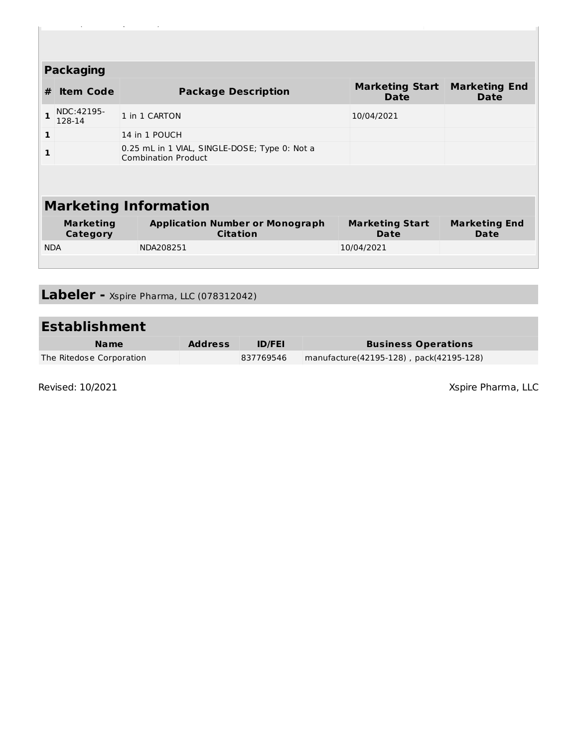## Packaging

| # | Item Code | Package Description | Marketing Start Date | Marketing End Date |
|---|---|---|---|---|
| 1 | NDC:42195-128-14 | 1 in 1 CARTON | 10/04/2021 | |
| 1 | | 14 in 1 POUCH | | |
| 1 | | 0.25 mL in 1 VIAL, SINGLE-DOSE; Type 0: Not a Combination Product | | |

## Marketing Information

| Marketing Category | Application Number or Monograph Citation | Marketing Start Date | Marketing End Date |
|---|---|---|---|
| NDA | NDA208251 | 10/04/2021 | |

## Labeler - Xspire Pharma, LLC (078312042)

## Establishment

| Name | Address | ID/FEI | Business Operations |
|---|---|---|---|
| The Ritedose Corporation | | 837769546 | manufacture(42195-128) , pack(42195-128) |

Revised: 10/2021

Xspire Pharma, LLC